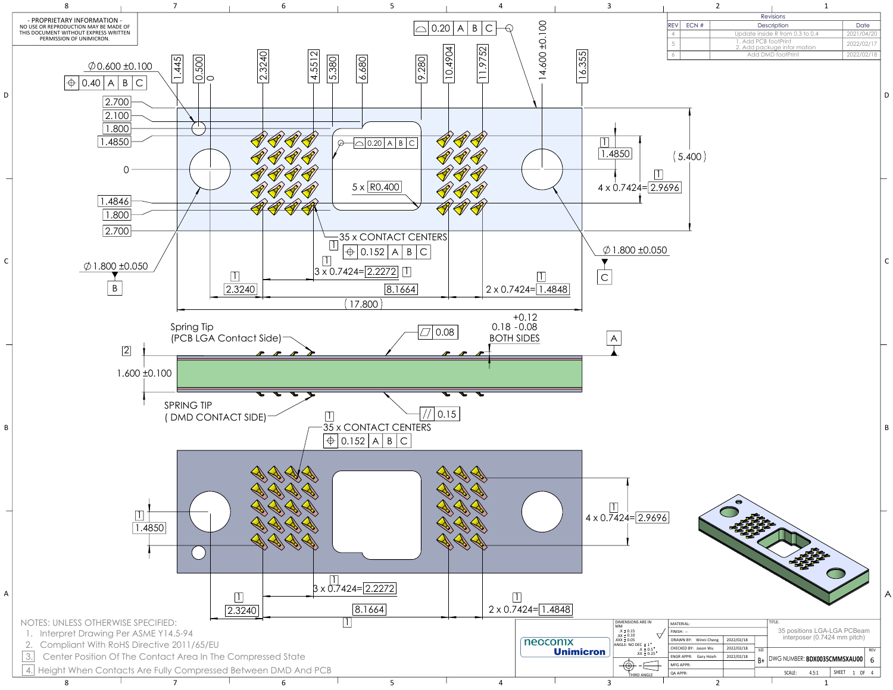- PROPRIETARY INFORMATION -
NO USE OR REPRODUCTION MAY BE MADE OF THIS DOCUMENT WITHOUT EXPRESS WRITTEN PERMISSION OF UNIMICRON.

| REV | ECN # | Description | Date |
|---|---|---|---|
| | | Revisions | |
| 4 | | Update inside R from 0.3 to 0.4 | 2021/04/20 |
| 5 | | 1. Add PCB footPrint 2. Add package infor mation | 2022/02/17 |
| 6 | | Add DMD footPrint | 2022/02/18 |

Ø0.600 ±0.100
⌖ 0.40 A B C

1.445, 0.500, 0, 2.3240, 4.5512, 5.380, 6.680, 9.280, 10.4904, 11.9752, 14.600 ±0.100, 16.355

⌓ 0.20 A B C

2.700, 2.100, 1.800, 1.4850, 0, 1.4846, 1.800, 2.700

⌓ 0.20 A B C

5 x R0.400

1.4850

(5.400)

4 x 0.7424= 2.9696

35 x CONTACT CENTERS
⌖ 0.152 A B C

3 x 0.7424= 2.2272

Ø1.800 ±0.050
C

Ø1.800 ±0.050
B

2.3240, 8.1664, 2 x 0.7424= 1.4848, (17.800)

Spring Tip
(PCB LGA Contact Side)

⏥ 0.08

+0.12
0.18 -0.08
BOTH SIDES

A

2

1.600 ±0.100

SPRING TIP
( DMD CONTACT SIDE)

// 0.15

35 x CONTACT CENTERS
⌖ 0.152 A B C

1.4850

4 x 0.7424= 2.9696

3 x 0.7424= 2.2272

2.3240, 8.1664, 2 x 0.7424= 1.4848

NOTES: UNLESS OTHERWISE SPECIFIED:

1. Interpret Drawing Per ASME Y14.5-94
2. Compliant With RoHS Directive 2011/65/EU
3. Center Position Of The Contact Area In The Compressed State
4. Height When Contacts Are Fully Compressed Between DMD And PCB

neoconix Unimicron

DIMENSIONS ARE IN MM
.X ± 0.15
.XX ± 0.10
.XXX ± 0.05
ANGLE: NO DEC ± 1°
.X ± 0.5°
.XX ± 0.25°

THIRD ANGLE

| | | |
|---|---|---|
| MATERIAL: | | |
| FINISH: -- | | |
| DRAWN BY: | Winni Cheng | 2022/02/18 |
| CHECKED BY: | Jason Wu | 2022/02/18 |
| ENGR APPR: | Gary Hsieh | 2022/02/18 |
| MFG APPR: | | |
| QA APPR: | | |

TITLE: 35 positions LGA-LGA PCBeam interposer (0.7424 mm pitch)

SIZE: B+ | DWG NUMBER: BDX0035CMMSXAU00 | REV: 6

SCALE: 4.5:1 | SHEET 1 OF 4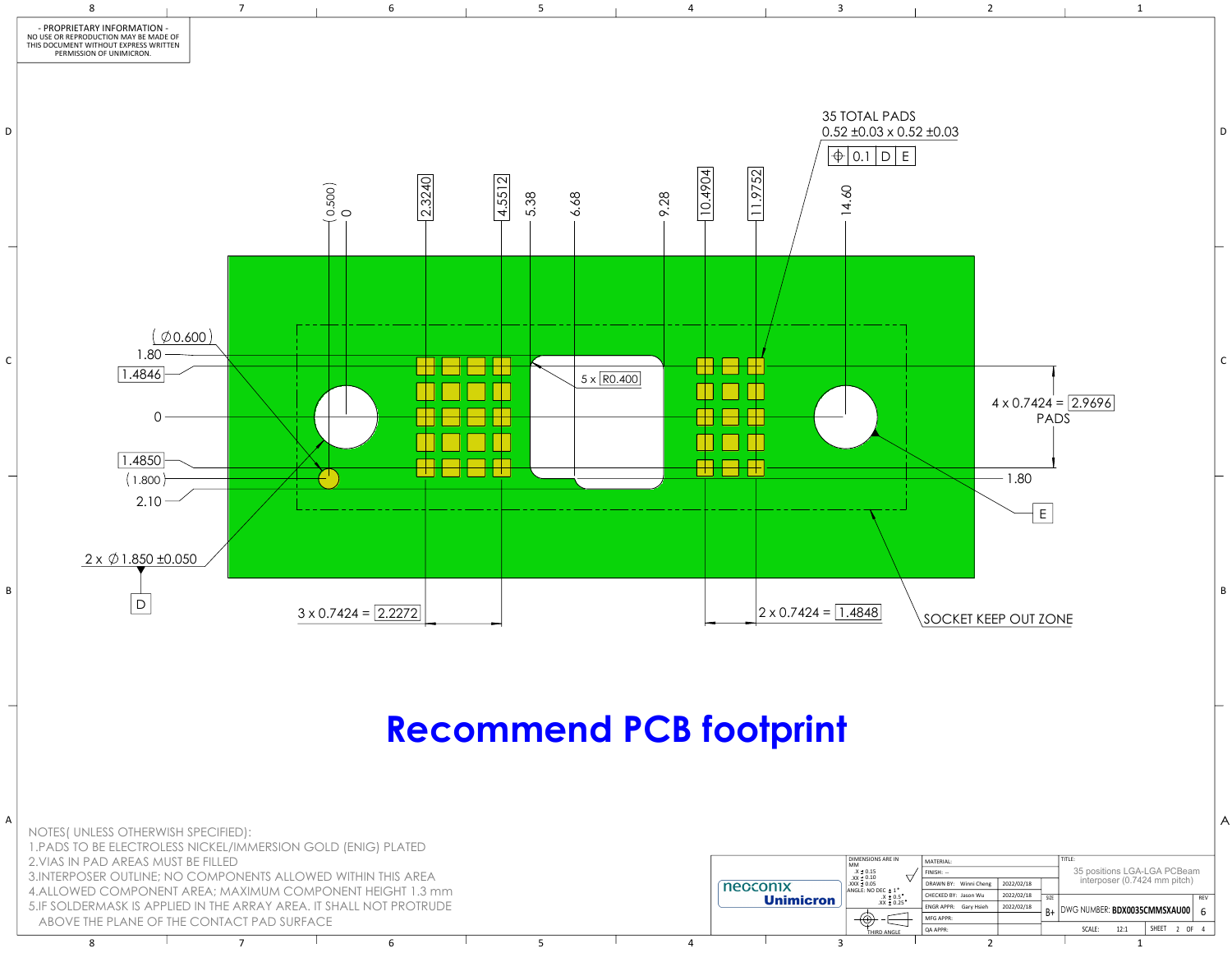- PROPRIETARY INFORMATION -
NO USE OR REPRODUCTION MAY BE MADE OF THIS DOCUMENT WITHOUT EXPRESS WRITTEN PERMISSION OF UNIMICRON.

35 TOTAL PADS
0.52 ±0.03 x 0.52 ±0.03

⌖ 0.1 | D | E

(0.500) 0 2.3240 4.5512 5.38 6.68 9.28 10.4904 11.9752 14.60

(∅0.600)
1.80
1.4846
0
1.4850
(1.800)
2.10

5 x R0.400

4 x 0.7424 = 2.9696
PADS

1.80

E

2 x ∅1.850 ±0.050

D

3 x 0.7424 = 2.2272

2 x 0.7424 = 1.4848

SOCKET KEEP OUT ZONE

# Recommend PCB footprint

NOTES( UNLESS OTHERWISH SPECIFIED):

1. PADS TO BE ELECTROLESS NICKEL/IMMERSION GOLD (ENIG) PLATED
2. VIAS IN PAD AREAS MUST BE FILLED
3. INTERPOSER OUTLINE; NO COMPONENTS ALLOWED WITHIN THIS AREA
4. ALLOWED COMPONENT AREA; MAXIMUM COMPONENT HEIGHT 1.3 mm
5. IF SOLDERMASK IS APPLIED IN THE ARRAY AREA. IT SHALL NOT PROTRUDE ABOVE THE PLANE OF THE CONTACT PAD SURFACE

neoconix Unimicron

DIMENSIONS ARE IN MM
.X ± 0.15
.XX ± 0.10
.XXX ± 0.05
ANGLE: NO DEC ± 1°
.X ± 0.5°
.XX ± 0.25°

THIRD ANGLE

| | | |
|---|---|---|
| MATERIAL: | | |
| FINISH: -- | | |
| DRAWN BY: | Winni Cheng | 2022/02/18 |
| CHECKED BY: | Jason Wu | 2022/02/18 |
| ENGR APPR: | Gary Hsieh | 2022/02/18 |
| MFG APPR: | | |
| QA APPR: | | |

TITLE: 35 positions LGA-LGA PCBeam interposer (0.7424 mm pitch)

SIZE: B+ | DWG NUMBER: BDX0035CMMSXAU00 | REV: 6

SCALE: 12:1 | SHEET 2 OF 4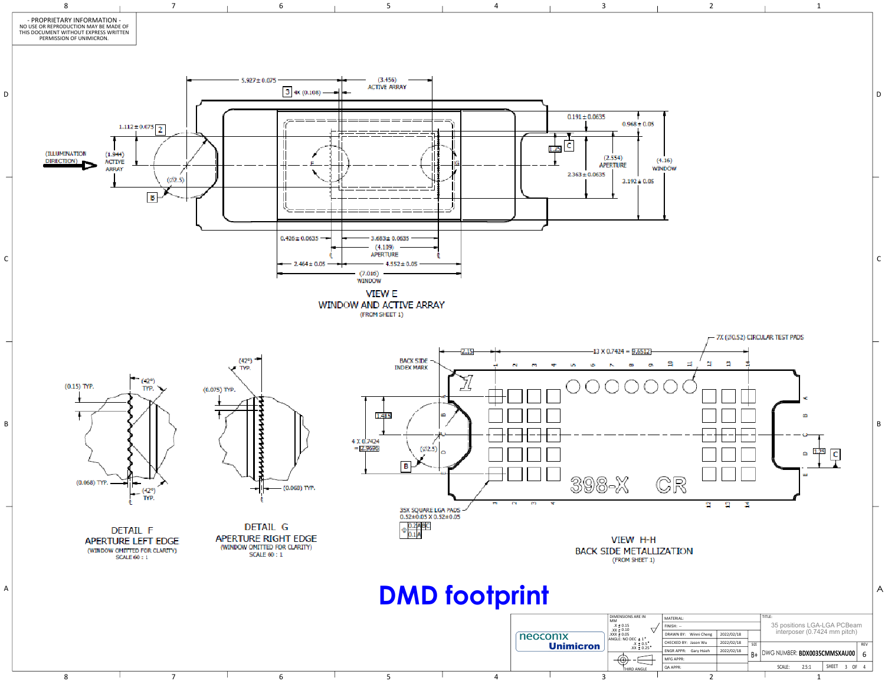- PROPRIETARY INFORMATION -
NO USE OR REPRODUCTION MAY BE MADE OF THIS DOCUMENT WITHOUT EXPRESS WRITTEN PERMISSION OF UNIMICRON.

5.927 ± 0.075
(3.456) ACTIVE ARRAY
3 4X (0.108)
1.112 ± 0.075 2
(ILLUMINATION DIRECTION)
(1.944) ACTIVE ARRAY
(Ø2.5)
B
F
G
0.191 ± 0.0635
0.968 ± 0.05
1.25 C
(2.554) APERTURE
(4.16) WINDOW
2.363 ± 0.0635
3.192 ± 0.05
0.426 ± 0.0635
3.683 ± 0.0635
(4.109) APERTURE
2.464 ± 0.05
4.552 ± 0.05
(7.016) WINDOW

## VIEW E
## WINDOW AND ACTIVE ARRAY
(FROM SHEET 1)

(0.15) TYP.
(42°) TYP.
(0.068) TYP.
(42°) TYP.

## DETAIL F
## APERTURE LEFT EDGE
(WINDOW OMITTED FOR CLARITY)
SCALE 60 : 1

(42°) TYP.
(0.075) TYP.
(0.068) TYP.

## DETAIL G
## APERTURE RIGHT EDGE
(WINDOW OMITTED FOR CLARITY)
SCALE 60 : 1

2.15
13 X 0.7424 = 9.6512
7X (Ø0.52) CIRCULAR TEST PADS
BACK SIDE INDEX MARK
1 2 3 4 5 6 7 8 9 10 11 12 13 14
A B C D E
1.485
4 X 0.7424 = 2.9696
(Ø2.5)
B
1.25 C
398-X CR
35X SQUARE LGA PADS 0.52±0.05 X 0.52±0.05
⌖ 0.2 A B C
0.1 A

## VIEW H-H
## BACK SIDE METALLIZATION
(FROM SHEET 1)

# DMD footprint

| | | | |
|---|---|---|---|
| DIMENSIONS ARE IN MM<br>.X ± 0.15<br>.XX ± 0.10<br>.XXX ± 0.05<br>ANGLE: NO DEC ± 1°<br>.X ± 0.5°<br>.XX ± 0.25° | MATERIAL: | | TITLE: 35 positions LGA-LGA PCBeam interposer (0.7424 mm pitch) |
| | FINISH: -- | | |
| | DRAWN BY: Winni Cheng | 2022/02/18 | |
| | CHECKED BY: Jason Wu | 2022/02/18 | SIZE B+ DWG NUMBER: BDX0035CMMSXAU00 REV 6 |
| THIRD ANGLE | ENGR APPR: Gary Hsieh | 2022/02/18 | |
| | MFG APPR: | | |
| | QA APPR: | | SCALE: 2.5:1 SHEET 3 OF 4 |

neoconix Unimicron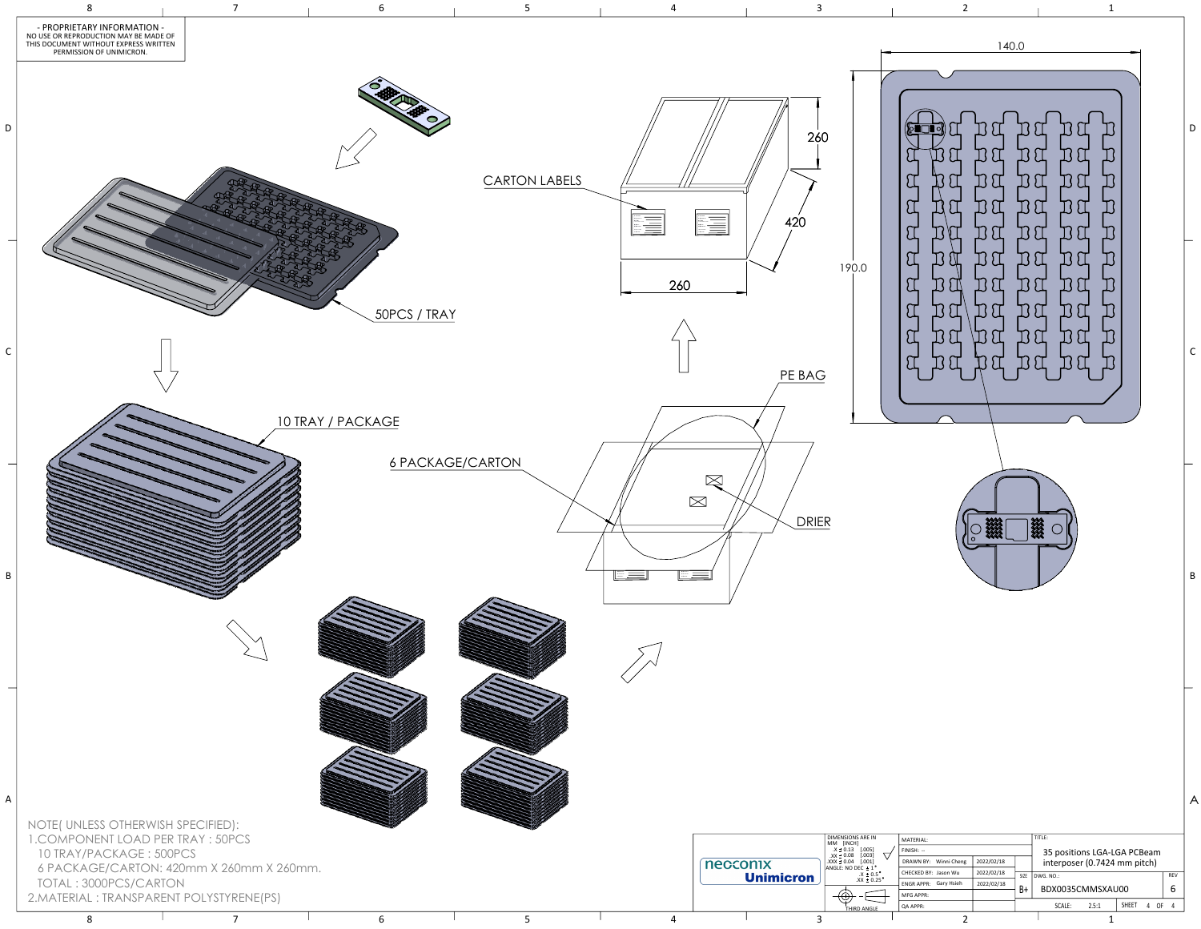- PROPRIETARY INFORMATION -
NO USE OR REPRODUCTION MAY BE MADE OF THIS DOCUMENT WITHOUT EXPRESS WRITTEN PERMISSION OF UNIMICRON.

50PCS / TRAY

10 TRAY / PACKAGE

6 PACKAGE/CARTON

CARTON LABELS

260

420

260

PE BAG

DRIER

140.0

190.0

NOTE( UNLESS OTHERWISH SPECIFIED):

1.COMPONENT LOAD PER TRAY : 50PCS
   10 TRAY/PACKAGE : 500PCS
   6 PACKAGE/CARTON: 420mm X 260mm X 260mm.
   TOTAL : 3000PCS/CARTON
2.MATERIAL : TRANSPARENT POLYSTYRENE(PS)

| | | | | |
|---|---|---|---|---|
| neoconix Unimicron | DIMENSIONS ARE IN MM [INCH] .X ± 0.13 [.005] .XX ± 0.08 [.003] .XXX ± 0.04 [.001] ANGLE: NO DEC ± 1° .X ± 0.5° .XX ± 0.25° THIRD ANGLE | MATERIAL: | | TITLE: 35 positions LGA-LGA PCBeam interposer (0.7424 mm pitch) |
| | | FINISH: -- | | |
| | | DRAWN BY: Winni Cheng | 2022/02/18 | |
| | | CHECKED BY: Jason Wu | 2022/02/18 | SIZE: B+ DWG. NO.: BDX0035CMMSXAU00 REV: 6 |
| | | ENGR APPR: Gary Hsieh | 2022/02/18 | |
| | | MFG APPR: | | SCALE: 2.5:1 SHEET 4 OF 4 |
| | | QA APPR: | | |